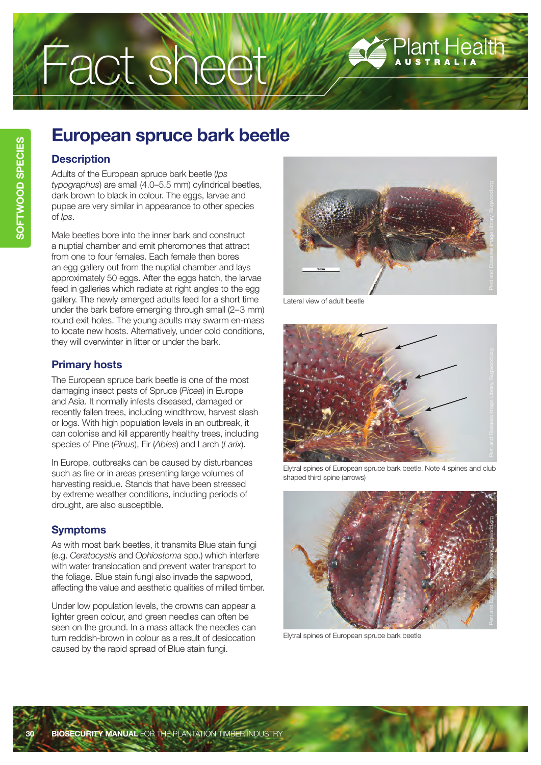# Fact sheet

# European spruce bark beetle

## Description

Adults of the European spruce bark beetle (*Ips typographus*) are small (4.0–5.5 mm) cylindrical beetles, dark brown to black in colour. The eggs, larvae and pupae are very similar in appearance to other species of *Ips*.

Male beetles bore into the inner bark and construct a nuptial chamber and emit pheromones that attract from one to four females. Each female then bores an egg gallery out from the nuptial chamber and lays approximately 50 eggs. After the eggs hatch, the larvae feed in galleries which radiate at right angles to the egg gallery. The newly emerged adults feed for a short time under the bark before emerging through small (2–3 mm) round exit holes. The young adults may swarm en-mass to locate new hosts. Alternatively, under cold conditions, they will overwinter in litter or under the bark.

## Primary hosts

The European spruce bark beetle is one of the most damaging insect pests of Spruce (*Picea*) in Europe and Asia. It normally infests diseased, damaged or recently fallen trees, including windthrow, harvest slash or logs. With high population levels in an outbreak, it can colonise and kill apparently healthy trees, including species of Pine (*Pinus*), Fir (*Abies*) and Larch (*Larix*).

In Europe, outbreaks can be caused by disturbances such as fire or in areas presenting large volumes of harvesting residue. Stands that have been stressed by extreme weather conditions, including periods of drought, are also susceptible.

## Symptoms

As with most bark beetles, it transmits Blue stain fungi (e.g. *Ceratocystis* and *Ophiostoma* spp.) which interfere with water translocation and prevent water transport to the foliage. Blue stain fungi also invade the sapwood, affecting the value and aesthetic qualities of milled timber.

Under low population levels, the crowns can appear a lighter green colour, and green needles can often be seen on the ground. In a mass attack the needles can turn reddish-brown in colour as a result of desiccation caused by the rapid spread of Blue stain fungi.

Lateral view of adult beetle

Elytral spines of European spruce bark beetle. Note 4 spines and club shaped third spine (arrows)

Elytral spines of European spruce bark beetle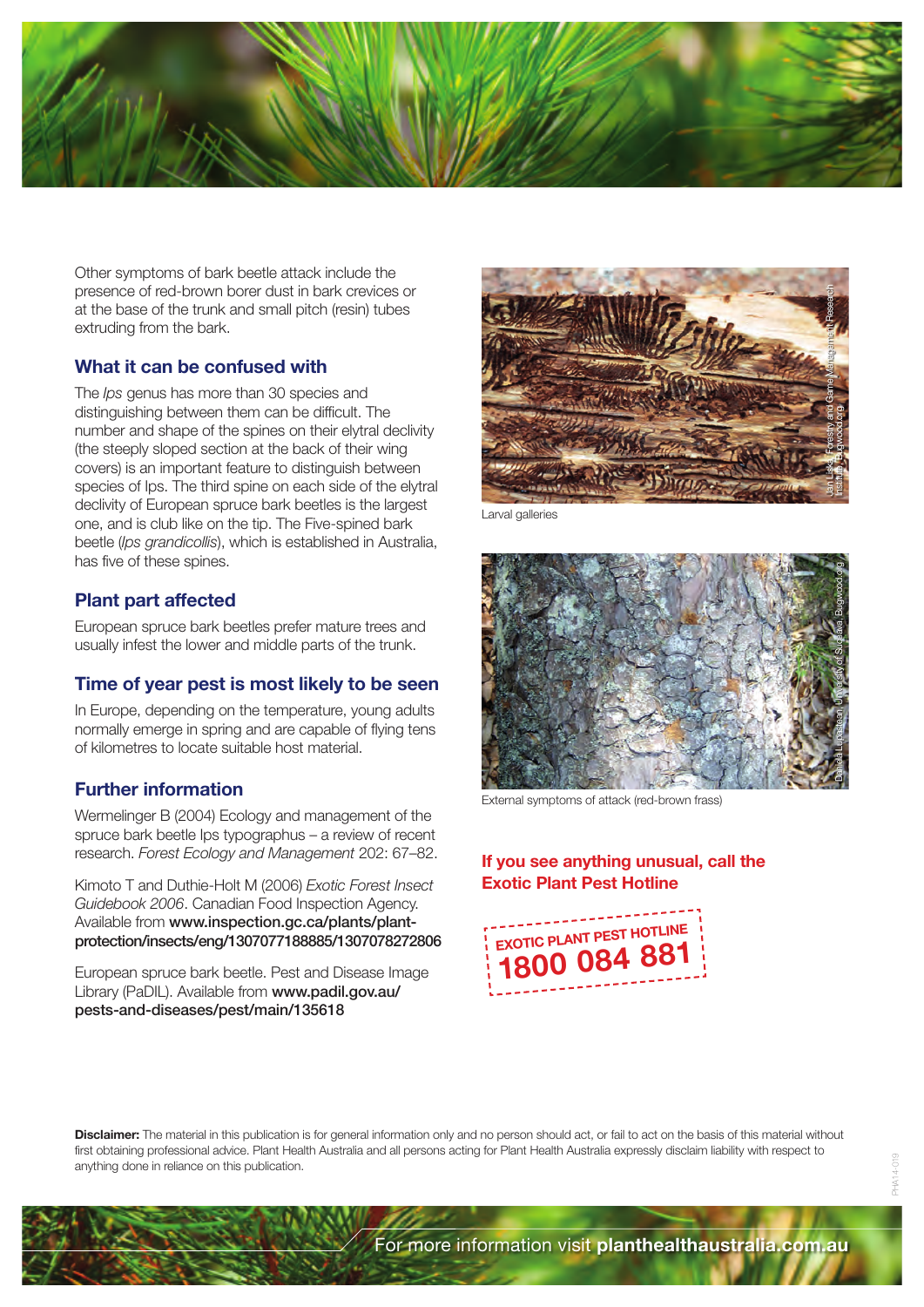Other symptoms of bark beetle attack include the presence of red-brown borer dust in bark crevices or at the base of the trunk and small pitch (resin) tubes extruding from the bark.

## What it can be confused with

The *Ips* genus has more than 30 species and distinguishing between them can be difficult. The number and shape of the spines on their elytral declivity (the steeply sloped section at the back of their wing covers) is an important feature to distinguish between species of Ips. The third spine on each side of the elytral declivity of European spruce bark beetles is the largest one, and is club like on the tip. The Five-spined bark beetle (*Ips grandicollis*), which is established in Australia, has five of these spines.

## Plant part affected

European spruce bark beetles prefer mature trees and usually infest the lower and middle parts of the trunk.

## Time of year pest is most likely to be seen

In Europe, depending on the temperature, young adults normally emerge in spring and are capable of flying tens of kilometres to locate suitable host material.

## Further information

Wermelinger B (2004) Ecology and management of the spruce bark beetle Ips typographus – a review of recent research. *Forest Ecology and Management* 202: 67–82.

Kimoto T and Duthie-Holt M (2006) *Exotic Forest Insect Guidebook 2006*. Canadian Food Inspection Agency. Available from **www.inspection.gc.ca/plants/plant-protection/insects/eng/1307077188885/1307078272806**

European spruce bark beetle. Pest and Disease Image Library (PaDIL). Available from **www.padil.gov.au/pests-and-diseases/pest/main/135618**

Jan Liska, Forestry and Game Management Research Institute, Bugwood.org

Larval galleries

Daniela Lupastean, University of Suceava, Bugwood.org

External symptoms of attack (red-brown frass)

**If you see anything unusual, call the Exotic Plant Pest Hotline**

**EXOTIC PLANT PEST HOTLINE**
**1800 084 881**

**Disclaimer:** The material in this publication is for general information only and no person should act, or fail to act on the basis of this material without first obtaining professional advice. Plant Health Australia and all persons acting for Plant Health Australia expressly disclaim liability with respect to anything done in reliance on this publication.

PHA14-019

For more information visit **planthealthaustralia.com.au**